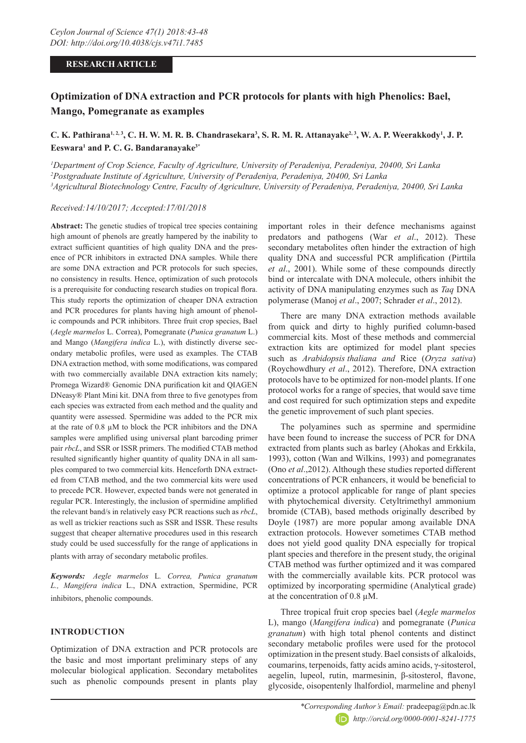**RESEARCH ARTICLE**

# Optimization of DNA extraction and PCR protocols for plants with high Phenolics: Bael, Mango, Pomegranate as examples

**C. K. Pathirana[1, 2, 3], C. H. W. M. R. B. Chandrasekara[3], S. R. M. R. Attanayake[2, 3], W. A. P. Weerakkody[1], J. P. Eeswara[1] and P. C. G. Bandaranayake[3*]**

*[1]Department of Crop Science, Faculty of Agriculture, University of Peradeniya, Peradeniya, 20400, Sri Lanka*
*[2]Postgraduate Institute of Agriculture, University of Peradeniya, Peradeniya, 20400, Sri Lanka*
*[3]Agricultural Biotechnology Centre, Faculty of Agriculture, University of Peradeniya, Peradeniya, 20400, Sri Lanka*

*Received:14/10/2017; Accepted:17/01/2018*

**Abstract:** The genetic studies of tropical tree species containing high amount of phenols are greatly hampered by the inability to extract sufficient quantities of high quality DNA and the presence of PCR inhibitors in extracted DNA samples. While there are some DNA extraction and PCR protocols for such species, no consistency in results. Hence, optimization of such protocols is a prerequisite for conducting research studies on tropical flora. This study reports the optimization of cheaper DNA extraction and PCR procedures for plants having high amount of phenolic compounds and PCR inhibitors. Three fruit crop species, Bael (*Aegle marmelos* L. Correa), Pomegranate (*Punica granatum* L.) and Mango (*Mangifera indica* L.), with distinctly diverse secondary metabolic profiles, were used as examples. The CTAB DNA extraction method, with some modifications, was compared with two commercially available DNA extraction kits namely; Promega Wizard® Genomic DNA purification kit and QIAGEN DNeasy® Plant Mini kit. DNA from three to five genotypes from each species was extracted from each method and the quality and quantity were assessed. Spermidine was added to the PCR mix at the rate of 0.8 µM to block the PCR inhibitors and the DNA samples were amplified using universal plant barcoding primer pair *rbcL*, and SSR or ISSR primers. The modified CTAB method resulted significantly higher quantity of quality DNA in all samples compared to two commercial kits. Henceforth DNA extracted from CTAB method, and the two commercial kits were used to precede PCR. However, expected bands were not generated in regular PCR. Interestingly, the inclusion of spermidine amplified the relevant band/s in relatively easy PCR reactions such as *rbcL*, as well as trickier reactions such as SSR and ISSR. These results suggest that cheaper alternative procedures used in this research study could be used successfully for the range of applications in plants with array of secondary metabolic profiles.

***Keywords:*** *Aegle marmelos* L. *Correa, Punica granatum L., Mangifera indica* L., DNA extraction, Spermidine, PCR inhibitors, phenolic compounds.

## INTRODUCTION

Optimization of DNA extraction and PCR protocols are the basic and most important preliminary steps of any molecular biological application. Secondary metabolites such as phenolic compounds present in plants play important roles in their defence mechanisms against predators and pathogens (War *et al*., 2012). These secondary metabolites often hinder the extraction of high quality DNA and successful PCR amplification (Pirttila *et al*., 2001). While some of these compounds directly bind or intercalate with DNA molecule, others inhibit the activity of DNA manipulating enzymes such as *Taq* DNA polymerase (Manoj *et al*., 2007; Schrader *et al*., 2012).

There are many DNA extraction methods available from quick and dirty to highly purified column-based commercial kits. Most of these methods and commercial extraction kits are optimized for model plant species such as *Arabidopsis thaliana and* Rice (*Oryza sativa*) (Roychowdhury *et al*., 2012). Therefore, DNA extraction protocols have to be optimized for non-model plants. If one protocol works for a range of species, that would save time and cost required for such optimization steps and expedite the genetic improvement of such plant species.

The polyamines such as spermine and spermidine have been found to increase the success of PCR for DNA extracted from plants such as barley (Ahokas and Erkkila, 1993), cotton (Wan and Wilkins, 1993) and pomegranates (Ono *et al*.,2012). Although these studies reported different concentrations of PCR enhancers, it would be beneficial to optimize a protocol applicable for range of plant species with phytochemical diversity. Cetyltrimethyl ammonium bromide (CTAB), based methods originally described by Doyle (1987) are more popular among available DNA extraction protocols. However sometimes CTAB method does not yield good quality DNA especially for tropical plant species and therefore in the present study, the original CTAB method was further optimized and it was compared with the commercially available kits. PCR protocol was optimized by incorporating spermidine (Analytical grade) at the concentration of 0.8 µM.

Three tropical fruit crop species bael (*Aegle marmelos* L), mango (*Mangifera indica*) and pomegranate (*Punica granatum*) with high total phenol contents and distinct secondary metabolic profiles were used for the protocol optimization in the present study. Bael consists of alkaloids, coumarins, terpenoids, fatty acids amino acids, γ-sitosterol, aegelin, lupeol, rutin, marmesinin, β-sitosterol, flavone, glycoside, oisopentenly lhalfordiol, marmeline and phenyl

*\*Corresponding Author's Email:* pradeepag@pdn.ac.lk
*http://orcid.org/0000-0001-8241-1775*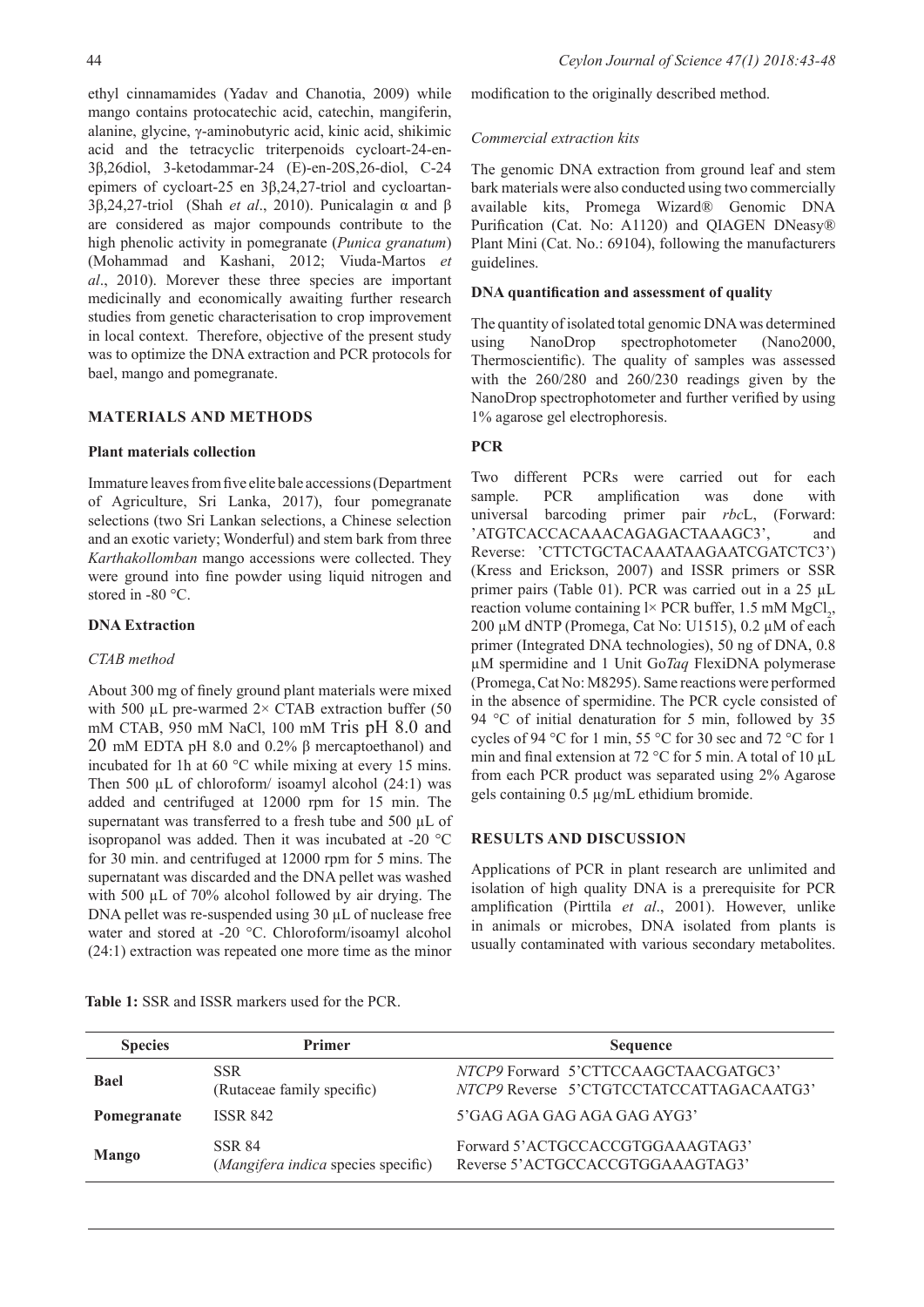ethyl cinnamamides (Yadav and Chanotia, 2009) while mango contains protocatechic acid, catechin, mangiferin, alanine, glycine, γ-aminobutyric acid, kinic acid, shikimic acid and the tetracyclic triterpenoids cycloart-24-en-3β,26diol, 3-ketodammar-24 (E)-en-20S,26-diol, C-24 epimers of cycloart-25 en 3β,24,27-triol and cycloartan-3β,24,27-triol (Shah *et al*., 2010). Punicalagin α and β are considered as major compounds contribute to the high phenolic activity in pomegranate (*Punica granatum*) (Mohammad and Kashani, 2012; Viuda-Martos *et al*., 2010). Morever these three species are important medicinally and economically awaiting further research studies from genetic characterisation to crop improvement in local context. Therefore, objective of the present study was to optimize the DNA extraction and PCR protocols for bael, mango and pomegranate.

## MATERIALS AND METHODS

### Plant materials collection

Immature leaves from five elite bale accessions (Department of Agriculture, Sri Lanka, 2017), four pomegranate selections (two Sri Lankan selections, a Chinese selection and an exotic variety; Wonderful) and stem bark from three *Karthakollomban* mango accessions were collected. They were ground into fine powder using liquid nitrogen and stored in -80 °C.

### DNA Extraction

*CTAB method*

About 300 mg of finely ground plant materials were mixed with 500 µL pre-warmed 2× CTAB extraction buffer (50 mM CTAB, 950 mM NaCl, 100 mM Tris pH 8.0 and 20 mM EDTA pH 8.0 and 0.2% β mercaptoethanol) and incubated for 1h at 60 °C while mixing at every 15 mins. Then 500 µL of chloroform/ isoamyl alcohol (24:1) was added and centrifuged at 12000 rpm for 15 min. The supernatant was transferred to a fresh tube and 500 µL of isopropanol was added. Then it was incubated at -20 °C for 30 min. and centrifuged at 12000 rpm for 5 mins. The supernatant was discarded and the DNA pellet was washed with 500 µL of 70% alcohol followed by air drying. The DNA pellet was re-suspended using 30 µL of nuclease free water and stored at -20 °C. Chloroform/isoamyl alcohol (24:1) extraction was repeated one more time as the minor modification to the originally described method.

*Commercial extraction kits*

The genomic DNA extraction from ground leaf and stem bark materials were also conducted using two commercially available kits, Promega Wizard® Genomic DNA Purification (Cat. No: A1120) and QIAGEN DNeasy® Plant Mini (Cat. No.: 69104), following the manufacturers guidelines.

### DNA quantification and assessment of quality

The quantity of isolated total genomic DNA was determined using NanoDrop spectrophotometer (Nano2000, Thermoscientific). The quality of samples was assessed with the 260/280 and 260/230 readings given by the NanoDrop spectrophotometer and further verified by using 1% agarose gel electrophoresis.

### PCR

Two different PCRs were carried out for each sample. PCR amplification was done with universal barcoding primer pair *rbc*L, (Forward: 'ATGTCACCACAAACAGAGACTAAAGC3', and Reverse: 'CTTCTGCTACAAATAAGAATCGATCTC3') (Kress and Erickson, 2007) and ISSR primers or SSR primer pairs (Table 01). PCR was carried out in a 25 µL reaction volume containing l× PCR buffer, 1.5 mM $MgCl_2$, 200 µM dNTP (Promega, Cat No: U1515), 0.2 µM of each primer (Integrated DNA technologies), 50 ng of DNA, 0.8 µM spermidine and 1 Unit Go*Taq* FlexiDNA polymerase (Promega, Cat No: M8295). Same reactions were performed in the absence of spermidine. The PCR cycle consisted of 94 °C of initial denaturation for 5 min, followed by 35 cycles of 94 °C for 1 min, 55 °C for 30 sec and 72 °C for 1 min and final extension at 72 °C for 5 min. A total of 10 µL from each PCR product was separated using 2% Agarose gels containing 0.5 µg/mL ethidium bromide.

## RESULTS AND DISCUSSION

Applications of PCR in plant research are unlimited and isolation of high quality DNA is a prerequisite for PCR amplification (Pirttila *et al*., 2001). However, unlike in animals or microbes, DNA isolated from plants is usually contaminated with various secondary metabolites.

**Table 1:** SSR and ISSR markers used for the PCR.

| Species | Primer | Sequence |
|---|---|---|
| **Bael** | SSR (Rutaceae family specific) | *NTCP9* Forward 5'CTTCCAAGCTAACGATGC3'<br>*NTCP9* Reverse 5'CTGTCCTATCCATTAGACAATG3' |
| **Pomegranate** | ISSR 842 | 5'GAG AGA GAG AGA GAG AYG3' |
| **Mango** | SSR 84 (*Mangifera indica* species specific) | Forward 5'ACTGCCACCGTGGAAAGTAG3'<br>Reverse 5'ACTGCCACCGTGGAAAGTAG3' |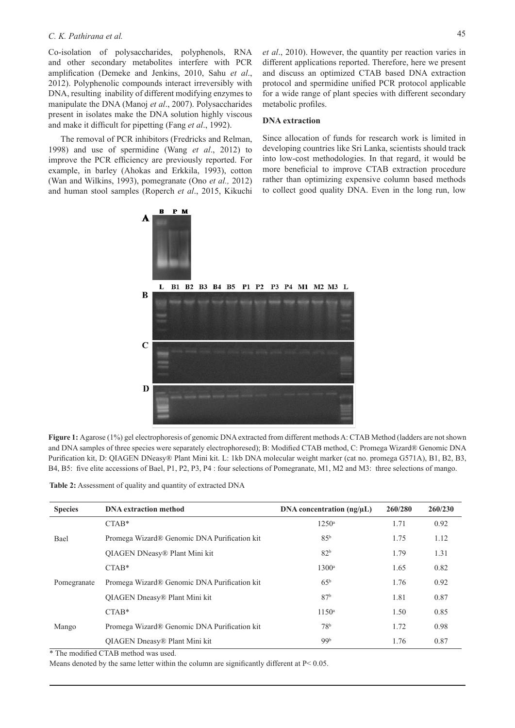Co-isolation of polysaccharides, polyphenols, RNA and other secondary metabolites interfere with PCR amplification (Demeke and Jenkins, 2010, Sahu *et al*., 2012). Polyphenolic compounds interact irreversibly with DNA, resulting inability of different modifying enzymes to manipulate the DNA (Manoj *et al*., 2007). Polysaccharides present in isolates make the DNA solution highly viscous and make it difficult for pipetting (Fang *et al*., 1992).

The removal of PCR inhibitors (Fredricks and Relman, 1998) and use of spermidine (Wang *et al*., 2012) to improve the PCR efficiency are previously reported. For example, in barley (Ahokas and Erkkila, 1993), cotton (Wan and Wilkins, 1993), pomegranate (Ono *et al.,* 2012) and human stool samples (Roperch *et al*., 2015, Kikuchi *et al*., 2010). However, the quantity per reaction varies in different applications reported. Therefore, here we present and discuss an optimized CTAB based DNA extraction protocol and spermidine unified PCR protocol applicable for a wide range of plant species with different secondary metabolic profiles.

### DNA extraction

Since allocation of funds for research work is limited in developing countries like Sri Lanka, scientists should track into low-cost methodologies. In that regard, it would be more beneficial to improve CTAB extraction procedure rather than optimizing expensive column based methods to collect good quality DNA. Even in the long run, low

A
B P M

L B1 B2 B3 B4 B5 P1 P2 P3 P4 M1 M2 M3 L

B

C

D

**Figure 1:** Agarose (1%) gel electrophoresis of genomic DNA extracted from different methods A: CTAB Method (ladders are not shown and DNA samples of three species were separately electrophoresed); B: Modified CTAB method, C: Promega Wizard® Genomic DNA Purification kit, D: QIAGEN DNeasy® Plant Mini kit. L: 1kb DNA molecular weight marker (cat no. promega G571A), B1, B2, B3, B4, B5: five elite accessions of Bael, P1, P2, P3, P4 : four selections of Pomegranate, M1, M2 and M3: three selections of mango.

**Table 2:** Assessment of quality and quantity of extracted DNA

| Species | DNA extraction method | DNA concentration (ng/µL) | 260/280 | 260/230 |
|---|---|---|---|---|
| | CTAB* | 1250[a] | 1.71 | 0.92 |
| Bael | Promega Wizard® Genomic DNA Purification kit | 85[b] | 1.75 | 1.12 |
| | QIAGEN DNeasy® Plant Mini kit | 82[b] | 1.79 | 1.31 |
| | CTAB* | 1300[a] | 1.65 | 0.82 |
| Pomegranate | Promega Wizard® Genomic DNA Purification kit | 65[b] | 1.76 | 0.92 |
| | QIAGEN Dneasy® Plant Mini kit | 87[b] | 1.81 | 0.87 |
| | CTAB* | 1150[a] | 1.50 | 0.85 |
| Mango | Promega Wizard® Genomic DNA Purification kit | 78[b] | 1.72 | 0.98 |
| | QIAGEN Dneasy® Plant Mini kit | 99[b] | 1.76 | 0.87 |

\* The modified CTAB method was used.

Means denoted by the same letter within the column are significantly different at $P < 0.05$.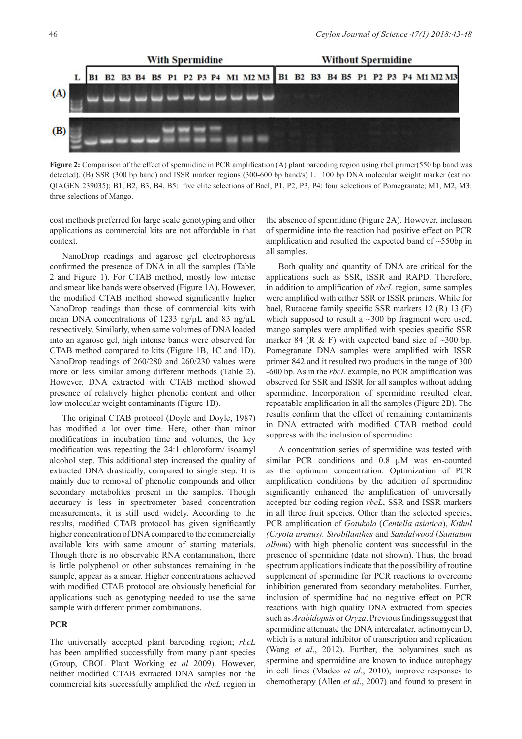With Spermidine

Without Spermidine

L B1 B2 B3 B4 B5 P1 P2 P3 P4 M1 M2 M3 B1 B2 B3 B4 B5 P1 P2 P3 P4 M1 M2 M3

(A)

(B)

**Figure 2:** Comparison of the effect of spermidine in PCR amplification (A) plant barcoding region using rbcLprimer(550 bp band was detected). (B) SSR (300 bp band) and ISSR marker regions (300-600 bp band/s) L: 100 bp DNA molecular weight marker (cat no. QIAGEN 239035); B1, B2, B3, B4, B5: five elite selections of Bael; P1, P2, P3, P4: four selections of Pomegranate; M1, M2, M3: three selections of Mango.

cost methods preferred for large scale genotyping and other applications as commercial kits are not affordable in that context.

NanoDrop readings and agarose gel electrophoresis confirmed the presence of DNA in all the samples (Table 2 and Figure 1). For CTAB method, mostly low intense and smear like bands were observed (Figure 1A). However, the modified CTAB method showed significantly higher NanoDrop readings than those of commercial kits with mean DNA concentrations of 1233 ng/µL and 83 ng/µL respectively. Similarly, when same volumes of DNA loaded into an agarose gel, high intense bands were observed for CTAB method compared to kits (Figure 1B, 1C and 1D). NanoDrop readings of 260/280 and 260/230 values were more or less similar among different methods (Table 2). However, DNA extracted with CTAB method showed presence of relatively higher phenolic content and other low molecular weight contaminants (Figure 1B).

The original CTAB protocol (Doyle and Doyle, 1987) has modified a lot over time. Here, other than minor modifications in incubation time and volumes, the key modification was repeating the 24:1 chloroform/ isoamyl alcohol step. This additional step increased the quality of extracted DNA drastically, compared to single step. It is mainly due to removal of phenolic compounds and other secondary metabolites present in the samples. Though accuracy is less in spectrometer based concentration measurements, it is still used widely. According to the results, modified CTAB protocol has given significantly higher concentration of DNA compared to the commercially available kits with same amount of starting materials. Though there is no observable RNA contamination, there is little polyphenol or other substances remaining in the sample, appear as a smear. Higher concentrations achieved with modified CTAB protocol are obviously beneficial for applications such as genotyping needed to use the same sample with different primer combinations.

## PCR

The universally accepted plant barcoding region; *rbcL* has been amplified successfully from many plant species (Group, CBOL Plant Working e*t al* 2009). However, neither modified CTAB extracted DNA samples nor the commercial kits successfully amplified the *rbcL* region in the absence of spermidine (Figure 2A). However, inclusion of spermidine into the reaction had positive effect on PCR amplification and resulted the expected band of ~550bp in all samples.

Both quality and quantity of DNA are critical for the applications such as SSR, ISSR and RAPD. Therefore, in addition to amplification of *rbcL* region, same samples were amplified with either SSR or ISSR primers. While for bael, Rutaceae family specific SSR markers 12 (R) 13 (F) which supposed to result a ~300 bp fragment were used, mango samples were amplified with species specific SSR marker 84 (R & F) with expected band size of ~300 bp. Pomegranate DNA samples were amplified with ISSR primer 842 and it resulted two products in the range of 300 -600 bp. As in the *rbcL* example, no PCR amplification was observed for SSR and ISSR for all samples without adding spermidine. Incorporation of spermidine resulted clear, repeatable amplification in all the samples (Figure 2B). The results confirm that the effect of remaining contaminants in DNA extracted with modified CTAB method could suppress with the inclusion of spermidine.

A concentration series of spermidine was tested with similar PCR conditions and 0.8 µM was en-counted as the optimum concentration. Optimization of PCR amplification conditions by the addition of spermidine significantly enhanced the amplification of universally accepted bar coding region *rbcL*, SSR and ISSR markers in all three fruit species. Other than the selected species, PCR amplification of *Gotukola* (*Centella asiatica*), *Kithul (Cryota urenus), Strobilanthes* and *Sandalwood* (*Santalum album*) with high phenolic content was successful in the presence of spermidine (data not shown). Thus, the broad spectrum applications indicate that the possibility of routine supplement of spermidine for PCR reactions to overcome inhibition generated from secondary metabolites. Further, inclusion of spermidine had no negative effect on PCR reactions with high quality DNA extracted from species such as *Arabidopsis* or *Oryza*. Previous findings suggest that spermidine attenuate the DNA intercalater, actinomycin D, which is a natural inhibitor of transcription and replication (Wang *et al*., 2012). Further, the polyamines such as spermine and spermidine are known to induce autophagy in cell lines (Madeo *et al*., 2010), improve responses to chemotherapy (Allen *et al*., 2007) and found to present in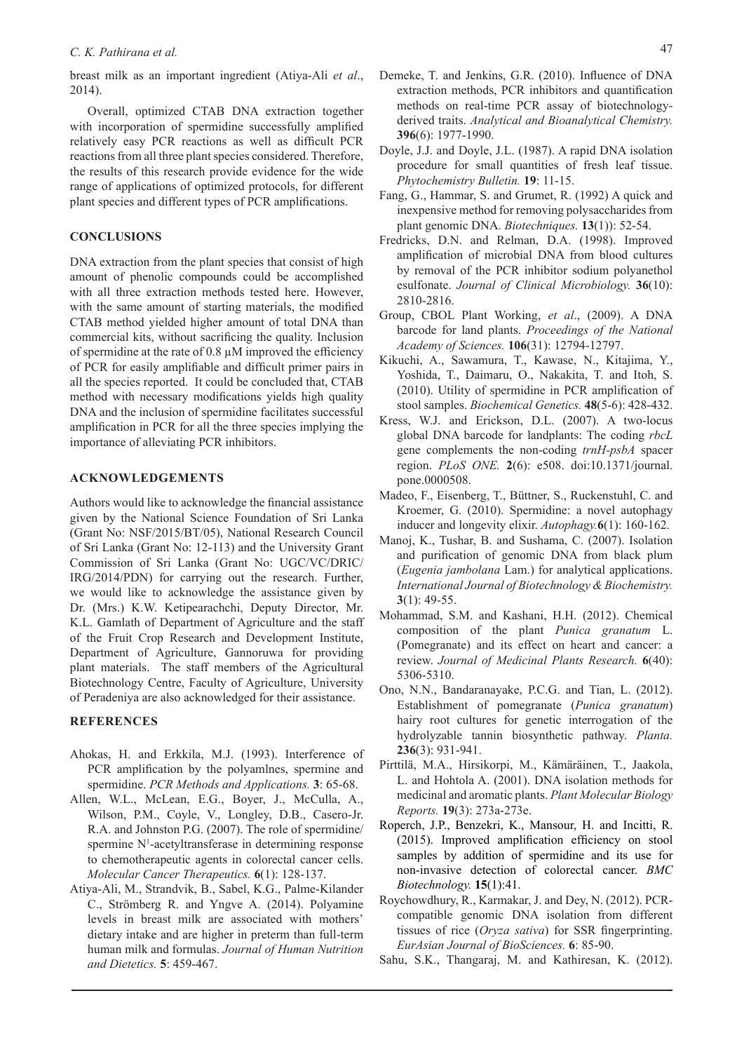breast milk as an important ingredient (Atiya-Ali *et al*., 2014).

Overall, optimized CTAB DNA extraction together with incorporation of spermidine successfully amplified relatively easy PCR reactions as well as difficult PCR reactions from all three plant species considered. Therefore, the results of this research provide evidence for the wide range of applications of optimized protocols, for different plant species and different types of PCR amplifications.

## CONCLUSIONS

DNA extraction from the plant species that consist of high amount of phenolic compounds could be accomplished with all three extraction methods tested here. However, with the same amount of starting materials, the modified CTAB method yielded higher amount of total DNA than commercial kits, without sacrificing the quality. Inclusion of spermidine at the rate of 0.8 µM improved the efficiency of PCR for easily amplifiable and difficult primer pairs in all the species reported. It could be concluded that, CTAB method with necessary modifications yields high quality DNA and the inclusion of spermidine facilitates successful amplification in PCR for all the three species implying the importance of alleviating PCR inhibitors.

## ACKNOWLEDGEMENTS

Authors would like to acknowledge the financial assistance given by the National Science Foundation of Sri Lanka (Grant No: NSF/2015/BT/05), National Research Council of Sri Lanka (Grant No: 12-113) and the University Grant Commission of Sri Lanka (Grant No: UGC/VC/DRIC/IRG/2014/PDN) for carrying out the research. Further, we would like to acknowledge the assistance given by Dr. (Mrs.) K.W. Ketipearachchi, Deputy Director, Mr. K.L. Gamlath of Department of Agriculture and the staff of the Fruit Crop Research and Development Institute, Department of Agriculture, Gannoruwa for providing plant materials. The staff members of the Agricultural Biotechnology Centre, Faculty of Agriculture, University of Peradeniya are also acknowledged for their assistance.

## REFERENCES

Ahokas, H. and Erkkila, M.J. (1993). Interference of PCR amplification by the polyamlnes, spermine and spermidine. *PCR Methods and Applications.* **3**: 65-68.

Allen, W.L., McLean, E.G., Boyer, J., McCulla, A., Wilson, P.M., Coyle, V., Longley, D.B., Casero-Jr. R.A. and Johnston P.G. (2007). The role of spermidine/spermine $N^1$-acetyltransferase in determining response to chemotherapeutic agents in colorectal cancer cells. *Molecular Cancer Therapeutics.* **6**(1): 128-137.

Atiya-Ali, M., Strandvik, B., Sabel, K.G., Palme-Kilander C., Strömberg R. and Yngve A. (2014). Polyamine levels in breast milk are associated with mothers' dietary intake and are higher in preterm than full-term human milk and formulas. *Journal of Human Nutrition and Dietetics.* **5**: 459-467.

Demeke, T. and Jenkins, G.R. (2010). Influence of DNA extraction methods, PCR inhibitors and quantification methods on real-time PCR assay of biotechnology-derived traits. *Analytical and Bioanalytical Chemistry.* **396**(6): 1977-1990.

Doyle, J.J. and Doyle, J.L. (1987). A rapid DNA isolation procedure for small quantities of fresh leaf tissue. *Phytochemistry Bulletin.* **19**: 11-15.

Fang, G., Hammar, S. and Grumet, R. (1992) A quick and inexpensive method for removing polysaccharides from plant genomic DNA. *Biotechniques.* **13**(1)): 52-54.

Fredricks, D.N. and Relman, D.A. (1998). Improved amplification of microbial DNA from blood cultures by removal of the PCR inhibitor sodium polyanethol esulfonate. *Journal of Clinical Microbiology.* **36**(10): 2810-2816.

Group, CBOL Plant Working, *et al*., (2009). A DNA barcode for land plants. *Proceedings of the National Academy of Sciences.* **106**(31): 12794-12797.

Kikuchi, A., Sawamura, T., Kawase, N., Kitajima, Y., Yoshida, T., Daimaru, O., Nakakita, T. and Itoh, S. (2010). Utility of spermidine in PCR amplification of stool samples. *Biochemical Genetics.* **48**(5-6): 428-432.

Kress, W.J. and Erickson, D.L. (2007). A two-locus global DNA barcode for landplants: The coding *rbcL* gene complements the non-coding *trnH-psbA* spacer region. *PLoS ONE.* **2**(6): e508. doi:10.1371/journal.pone.0000508.

Madeo, F., Eisenberg, T., Büttner, S., Ruckenstuhl, C. and Kroemer, G. (2010). Spermidine: a novel autophagy inducer and longevity elixir. *Autophagy.***6**(1): 160-162.

Manoj, K., Tushar, B. and Sushama, C. (2007). Isolation and purification of genomic DNA from black plum (*Eugenia jambolana* Lam.) for analytical applications. *International Journal of Biotechnology & Biochemistry.* **3**(1): 49-55.

Mohammad, S.M. and Kashani, H.H. (2012). Chemical composition of the plant *Punica granatum* L. (Pomegranate) and its effect on heart and cancer: a review. *Journal of Medicinal Plants Research.* **6**(40): 5306-5310.

Ono, N.N., Bandaranayake, P.C.G. and Tian, L. (2012). Establishment of pomegranate (*Punica granatum*) hairy root cultures for genetic interrogation of the hydrolyzable tannin biosynthetic pathway. *Planta.* **236**(3): 931-941.

Pirttilä, M.A., Hirsikorpi, M., Kämäräinen, T., Jaakola, L. and Hohtola A. (2001). DNA isolation methods for medicinal and aromatic plants. *Plant Molecular Biology Reports.* **19**(3): 273a-273e.

Roperch, J.P., Benzekri, K., Mansour, H. and Incitti, R. (2015). Improved amplification efficiency on stool samples by addition of spermidine and its use for non-invasive detection of colorectal cancer. *BMC Biotechnology.* **15**(1):41.

Roychowdhury, R., Karmakar, J. and Dey, N. (2012). PCR-compatible genomic DNA isolation from different tissues of rice (*Oryza sativa*) for SSR fingerprinting. *EurAsian Journal of BioSciences.* **6**: 85-90.

Sahu, S.K., Thangaraj, M. and Kathiresan, K. (2012).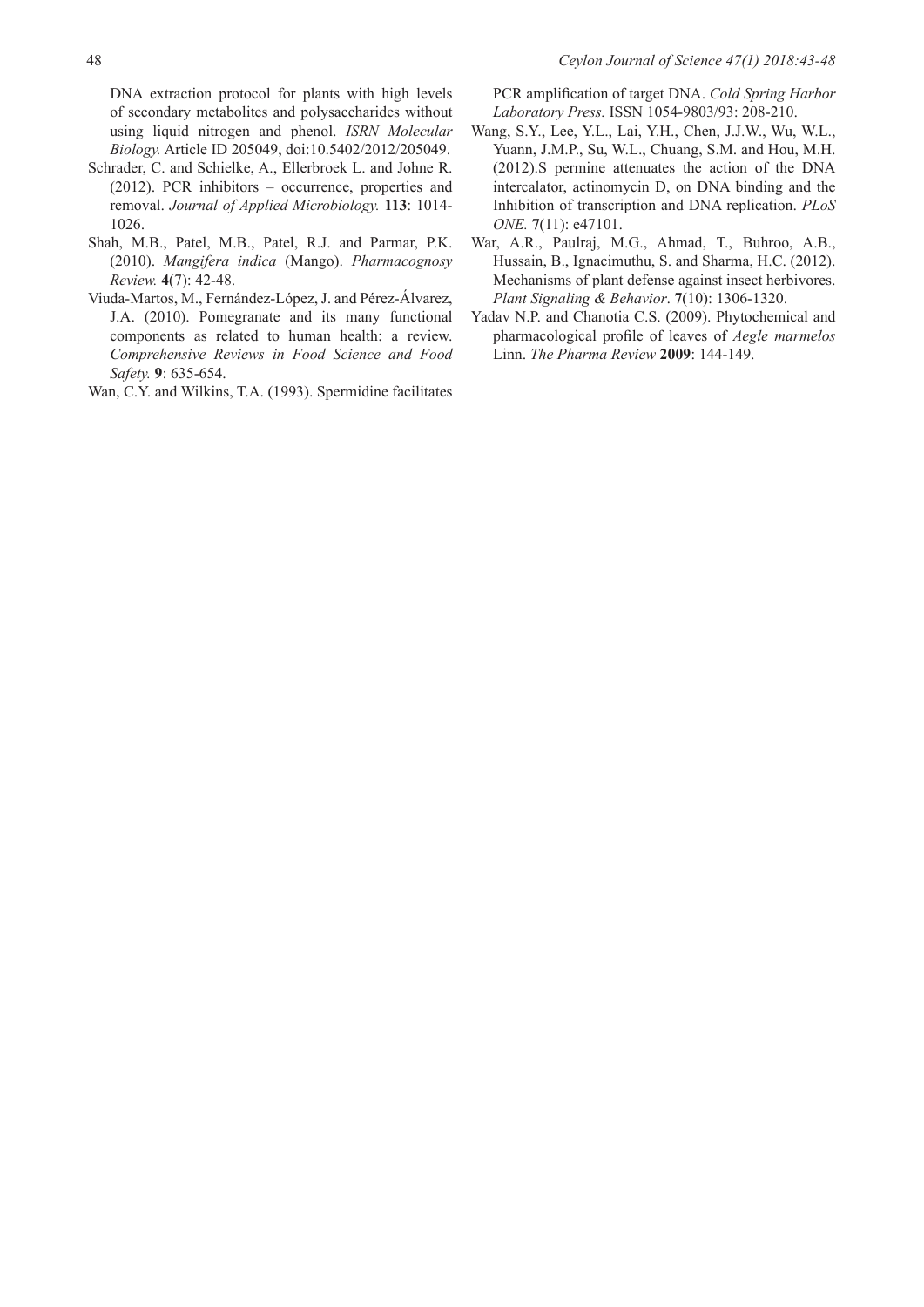DNA extraction protocol for plants with high levels of secondary metabolites and polysaccharides without using liquid nitrogen and phenol. *ISRN Molecular Biology.* Article ID 205049, doi:10.5402/2012/205049.

Schrader, C. and Schielke, A., Ellerbroek L. and Johne R. (2012). PCR inhibitors – occurrence, properties and removal. *Journal of Applied Microbiology.* **113**: 1014-1026.

Shah, M.B., Patel, M.B., Patel, R.J. and Parmar, P.K. (2010). *Mangifera indica* (Mango). *Pharmacognosy Review.* **4**(7): 42-48.

Viuda-Martos, M., Fernández-López, J. and Pérez-Álvarez, J.A. (2010). Pomegranate and its many functional components as related to human health: a review. *Comprehensive Reviews in Food Science and Food Safety.* **9**: 635-654.

Wan, C.Y. and Wilkins, T.A. (1993). Spermidine facilitates PCR amplification of target DNA. *Cold Spring Harbor Laboratory Press.* ISSN 1054-9803/93: 208-210.

Wang, S.Y., Lee, Y.L., Lai, Y.H., Chen, J.J.W., Wu, W.L., Yuann, J.M.P., Su, W.L., Chuang, S.M. and Hou, M.H. (2012).S permine attenuates the action of the DNA intercalator, actinomycin D, on DNA binding and the Inhibition of transcription and DNA replication. *PLoS ONE.* **7**(11): e47101.

War, A.R., Paulraj, M.G., Ahmad, T., Buhroo, A.B., Hussain, B., Ignacimuthu, S. and Sharma, H.C. (2012). Mechanisms of plant defense against insect herbivores. *Plant Signaling & Behavior*. **7**(10): 1306-1320.

Yadav N.P. and Chanotia C.S. (2009). Phytochemical and pharmacological profile of leaves of *Aegle marmelos* Linn. *The Pharma Review* **2009**: 144-149.